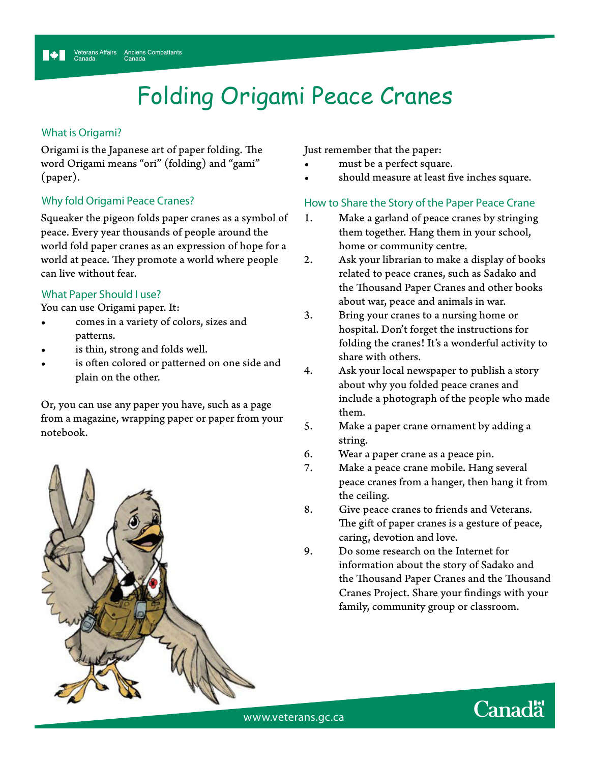# Folding Origami Peace Cranes

## What is Origami?

Origami is the Japanese art of paper folding. The word Origami means "ori" (folding) and "gami" (paper).

## Why fold Origami Peace Cranes?

Squeaker the pigeon folds paper cranes as a symbol of peace. Every year thousands of people around the world fold paper cranes as an expression of hope for a world at peace. They promote a world where people can live without fear.

## What Paper Should I use?

You can use Origami paper. It:

- comes in a variety of colors, sizes and patterns.
- is thin, strong and folds well.
- is often colored or patterned on one side and plain on the other.

Or, you can use any paper you have, such as a page from a magazine, wrapping paper or paper from your notebook.

Just remember that the paper:

- must be a perfect square.
- should measure at least five inches square.

## How to Share the Story of the Paper Peace Crane

1. Make a garland of peace cranes by stringing them together. Hang them in your school, home or community centre.
2. Ask your librarian to make a display of books related to peace cranes, such as Sadako and the Thousand Paper Cranes and other books about war, peace and animals in war.
3. Bring your cranes to a nursing home or hospital. Don't forget the instructions for folding the cranes! It's a wonderful activity to share with others.
4. Ask your local newspaper to publish a story about why you folded peace cranes and include a photograph of the people who made them.
5. Make a paper crane ornament by adding a string.
6. Wear a paper crane as a peace pin.
7. Make a peace crane mobile. Hang several peace cranes from a hanger, then hang it from the ceiling.
8. Give peace cranes to friends and Veterans. The gift of paper cranes is a gesture of peace, caring, devotion and love.
9. Do some research on the Internet for information about the story of Sadako and the Thousand Paper Cranes and the Thousand Cranes Project. Share your findings with your family, community group or classroom.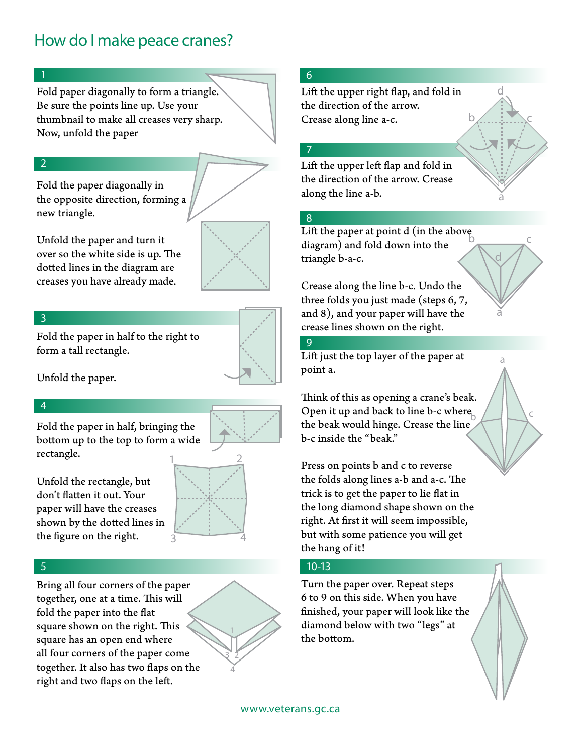# How do I make peace cranes?

## 1

Fold paper diagonally to form a triangle. Be sure the points line up. Use your thumbnail to make all creases very sharp. Now, unfold the paper

## 2

Fold the paper diagonally in the opposite direction, forming a new triangle.

Unfold the paper and turn it over so the white side is up. The dotted lines in the diagram are creases you have already made.

## 3

Fold the paper in half to the right to form a tall rectangle.

Unfold the paper.

## 4

Fold the paper in half, bringing the bottom up to the top to form a wide rectangle.

Unfold the rectangle, but don't flatten it out. Your paper will have the creases shown by the dotted lines in the figure on the right.

## 5

Bring all four corners of the paper together, one at a time. This will fold the paper into the flat square shown on the right. This square has an open end where all four corners of the paper come together. It also has two flaps on the right and two flaps on the left.

## 6

Lift the upper right flap, and fold in the direction of the arrow. Crease along line a-c.

## 7

Lift the upper left flap and fold in the direction of the arrow. Crease along the line a-b.

## 8

Lift the paper at point d (in the above diagram) and fold down into the triangle b-a-c.

Crease along the line b-c. Undo the three folds you just made (steps 6, 7, and 8), and your paper will have the crease lines shown on the right.

## 9

Lift just the top layer of the paper at point a.

Think of this as opening a crane's beak. Open it up and back to line b-c where the beak would hinge. Crease the line b-c inside the "beak."

Press on points b and c to reverse the folds along lines a-b and a-c. The trick is to get the paper to lie flat in the long diamond shape shown on the right. At first it will seem impossible, but with some patience you will get the hang of it!

## 10-13

Turn the paper over. Repeat steps 6 to 9 on this side. When you have finished, your paper will look like the diamond below with two "legs" at the bottom.

www.veterans.gc.ca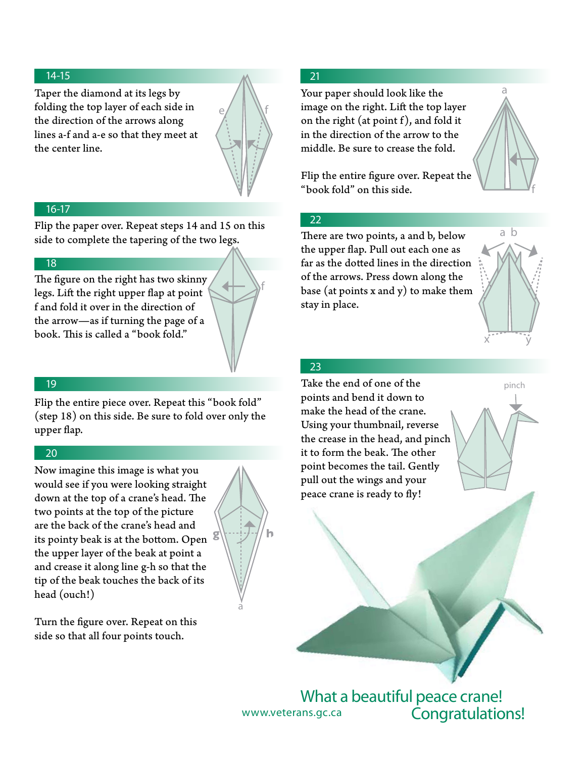## 14-15

Taper the diamond at its legs by folding the top layer of each side in the direction of the arrows along lines a-f and a-e so that they meet at the center line.

## 16-17

Flip the paper over. Repeat steps 14 and 15 on this side to complete the tapering of the two legs.

## 18

The figure on the right has two skinny legs. Lift the right upper flap at point f and fold it over in the direction of the arrow—as if turning the page of a book. This is called a "book fold."

## 19

Flip the entire piece over. Repeat this "book fold" (step 18) on this side. Be sure to fold over only the upper flap.

## 20

Now imagine this image is what you would see if you were looking straight down at the top of a crane's head. The two points at the top of the picture are the back of the crane's head and its pointy beak is at the bottom. Open the upper layer of the beak at point a and crease it along line g-h so that the tip of the beak touches the back of its head (ouch!)

Turn the figure over. Repeat on this side so that all four points touch.

## 21

Your paper should look like the image on the right. Lift the top layer on the right (at point f), and fold it in the direction of the arrow to the middle. Be sure to crease the fold.

Flip the entire figure over. Repeat the "book fold" on this side.

## 22

There are two points, a and b, below the upper flap. Pull out each one as far as the dotted lines in the direction of the arrows. Press down along the base (at points x and y) to make them stay in place.

## 23

Take the end of one of the points and bend it down to make the head of the crane. Using your thumbnail, reverse the crease in the head, and pinch it to form the beak. The other point becomes the tail. Gently pull out the wings and your peace crane is ready to fly!

What a beautiful peace crane!
Congratulations!

www.veterans.gc.ca